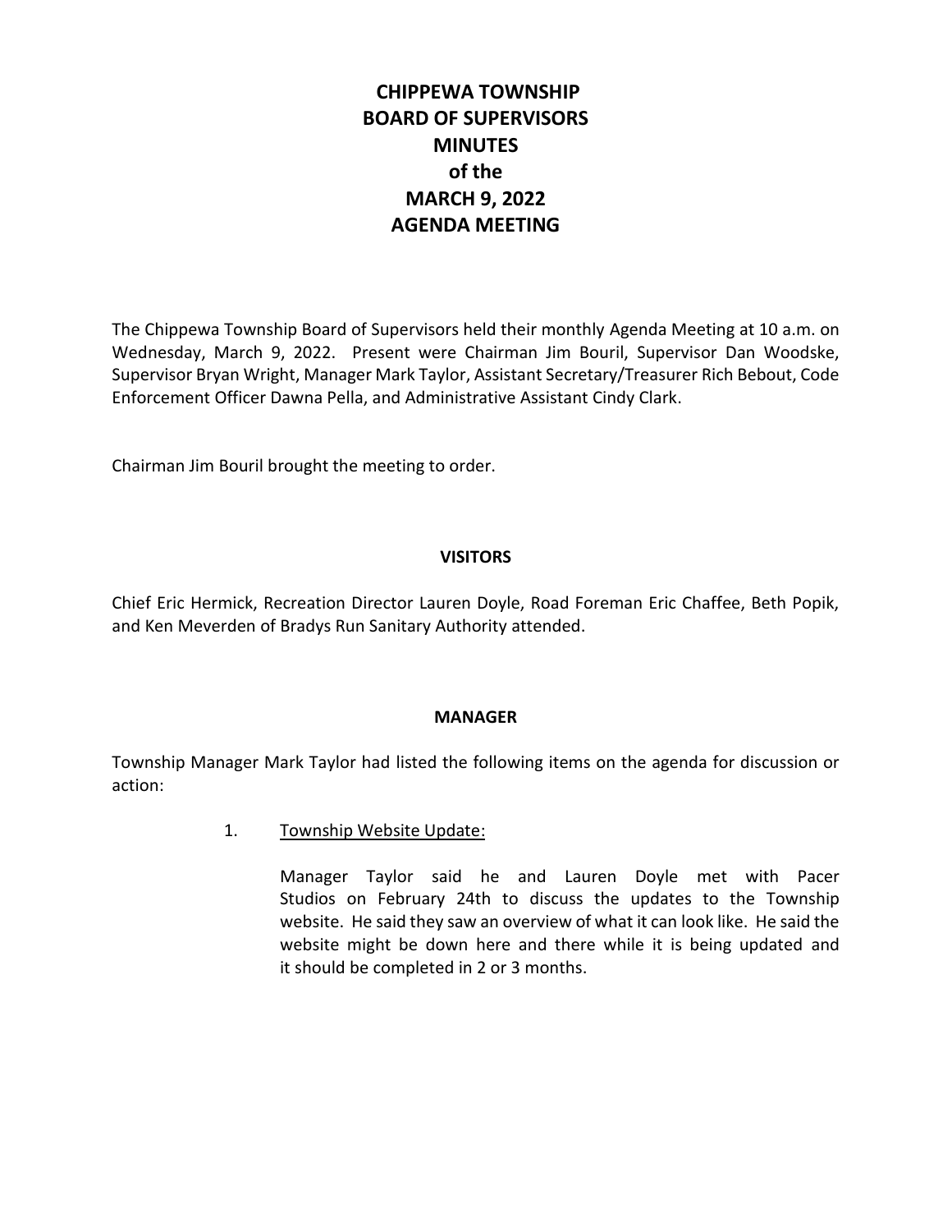# CHIPPEWA TOWNSHIP
# BOARD OF SUPERVISORS
# MINUTES
# of the
# MARCH 9, 2022
# AGENDA MEETING

The Chippewa Township Board of Supervisors held their monthly Agenda Meeting at 10 a.m. on Wednesday, March 9, 2022. Present were Chairman Jim Bouril, Supervisor Dan Woodske, Supervisor Bryan Wright, Manager Mark Taylor, Assistant Secretary/Treasurer Rich Bebout, Code Enforcement Officer Dawna Pella, and Administrative Assistant Cindy Clark.

Chairman Jim Bouril brought the meeting to order.

## VISITORS

Chief Eric Hermick, Recreation Director Lauren Doyle, Road Foreman Eric Chaffee, Beth Popik, and Ken Meverden of Bradys Run Sanitary Authority attended.

## MANAGER

Township Manager Mark Taylor had listed the following items on the agenda for discussion or action:

1. Township Website Update:

   Manager Taylor said he and Lauren Doyle met with Pacer Studios on February 24th to discuss the updates to the Township website. He said they saw an overview of what it can look like. He said the website might be down here and there while it is being updated and it should be completed in 2 or 3 months.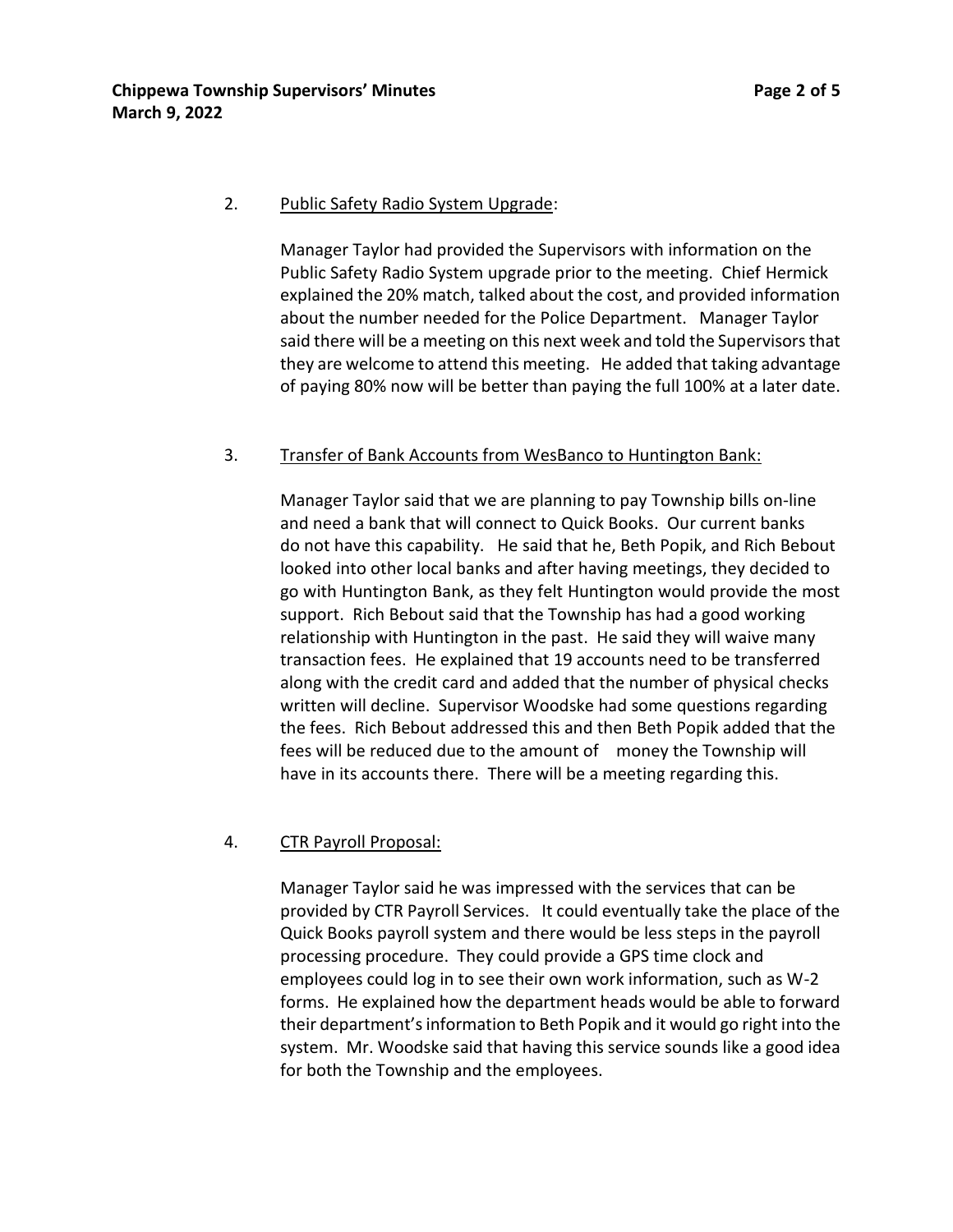2. <u>Public Safety Radio System Upgrade</u>:

Manager Taylor had provided the Supervisors with information on the Public Safety Radio System upgrade prior to the meeting. Chief Hermick explained the 20% match, talked about the cost, and provided information about the number needed for the Police Department. Manager Taylor said there will be a meeting on this next week and told the Supervisors that they are welcome to attend this meeting. He added that taking advantage of paying 80% now will be better than paying the full 100% at a later date.

3. <u>Transfer of Bank Accounts from WesBanco to Huntington Bank:</u>

Manager Taylor said that we are planning to pay Township bills on-line and need a bank that will connect to Quick Books. Our current banks do not have this capability. He said that he, Beth Popik, and Rich Bebout looked into other local banks and after having meetings, they decided to go with Huntington Bank, as they felt Huntington would provide the most support. Rich Bebout said that the Township has had a good working relationship with Huntington in the past. He said they will waive many transaction fees. He explained that 19 accounts need to be transferred along with the credit card and added that the number of physical checks written will decline. Supervisor Woodske had some questions regarding the fees. Rich Bebout addressed this and then Beth Popik added that the fees will be reduced due to the amount of money the Township will have in its accounts there. There will be a meeting regarding this.

4. <u>CTR Payroll Proposal:</u>

Manager Taylor said he was impressed with the services that can be provided by CTR Payroll Services. It could eventually take the place of the Quick Books payroll system and there would be less steps in the payroll processing procedure. They could provide a GPS time clock and employees could log in to see their own work information, such as W-2 forms. He explained how the department heads would be able to forward their department's information to Beth Popik and it would go right into the system. Mr. Woodske said that having this service sounds like a good idea for both the Township and the employees.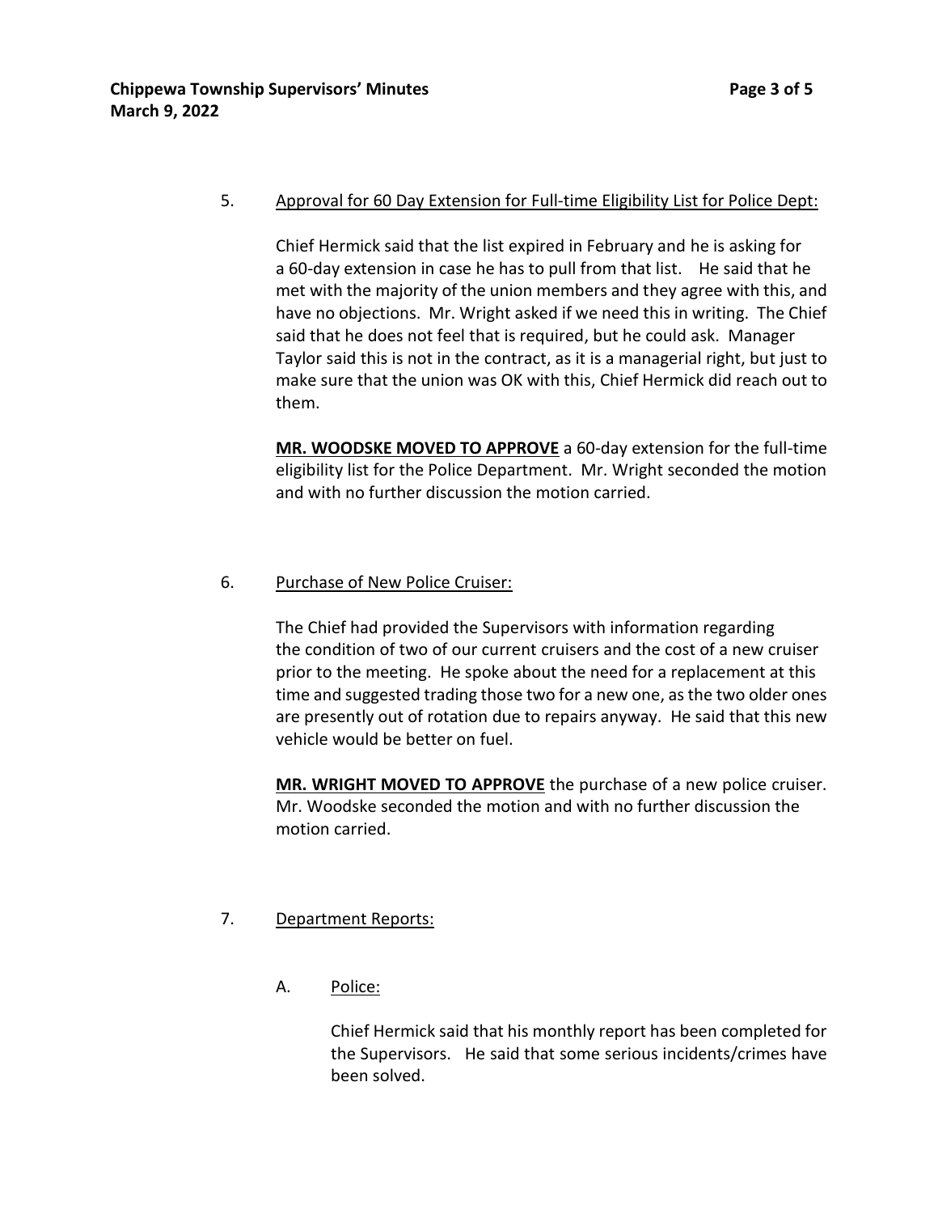5. Approval for 60 Day Extension for Full-time Eligibility List for Police Dept:

   Chief Hermick said that the list expired in February and he is asking for a 60-day extension in case he has to pull from that list. He said that he met with the majority of the union members and they agree with this, and have no objections. Mr. Wright asked if we need this in writing. The Chief said that he does not feel that is required, but he could ask. Manager Taylor said this is not in the contract, as it is a managerial right, but just to make sure that the union was OK with this, Chief Hermick did reach out to them.

   **MR. WOODSKE MOVED TO APPROVE** a 60-day extension for the full-time eligibility list for the Police Department. Mr. Wright seconded the motion and with no further discussion the motion carried.

6. Purchase of New Police Cruiser:

   The Chief had provided the Supervisors with information regarding the condition of two of our current cruisers and the cost of a new cruiser prior to the meeting. He spoke about the need for a replacement at this time and suggested trading those two for a new one, as the two older ones are presently out of rotation due to repairs anyway. He said that this new vehicle would be better on fuel.

   **MR. WRIGHT MOVED TO APPROVE** the purchase of a new police cruiser. Mr. Woodske seconded the motion and with no further discussion the motion carried.

7. Department Reports:

   A. Police:

      Chief Hermick said that his monthly report has been completed for the Supervisors. He said that some serious incidents/crimes have been solved.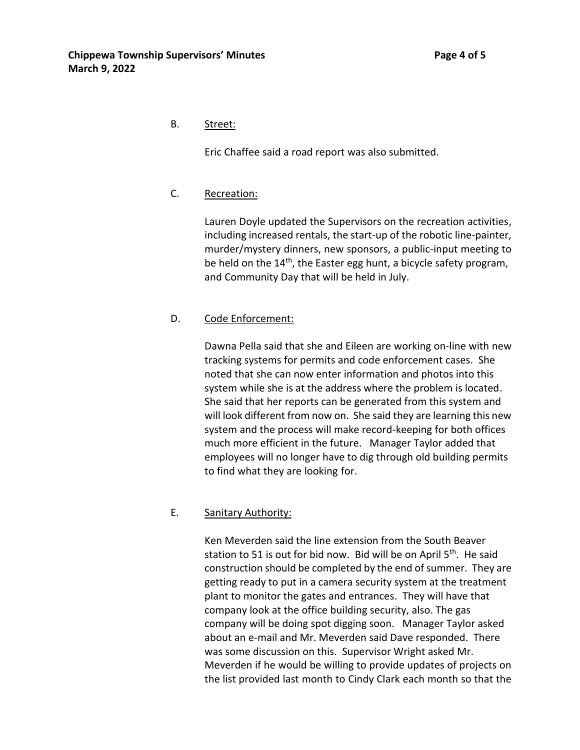B. Street:

Eric Chaffee said a road report was also submitted.

C. Recreation:

Lauren Doyle updated the Supervisors on the recreation activities, including increased rentals, the start-up of the robotic line-painter, murder/mystery dinners, new sponsors, a public-input meeting to be held on the 14th, the Easter egg hunt, a bicycle safety program, and Community Day that will be held in July.

D. Code Enforcement:

Dawna Pella said that she and Eileen are working on-line with new tracking systems for permits and code enforcement cases. She noted that she can now enter information and photos into this system while she is at the address where the problem is located. She said that her reports can be generated from this system and will look different from now on. She said they are learning this new system and the process will make record-keeping for both offices much more efficient in the future. Manager Taylor added that employees will no longer have to dig through old building permits to find what they are looking for.

E. Sanitary Authority:

Ken Meverden said the line extension from the South Beaver station to 51 is out for bid now. Bid will be on April 5th. He said construction should be completed by the end of summer. They are getting ready to put in a camera security system at the treatment plant to monitor the gates and entrances. They will have that company look at the office building security, also. The gas company will be doing spot digging soon. Manager Taylor asked about an e-mail and Mr. Meverden said Dave responded. There was some discussion on this. Supervisor Wright asked Mr. Meverden if he would be willing to provide updates of projects on the list provided last month to Cindy Clark each month so that the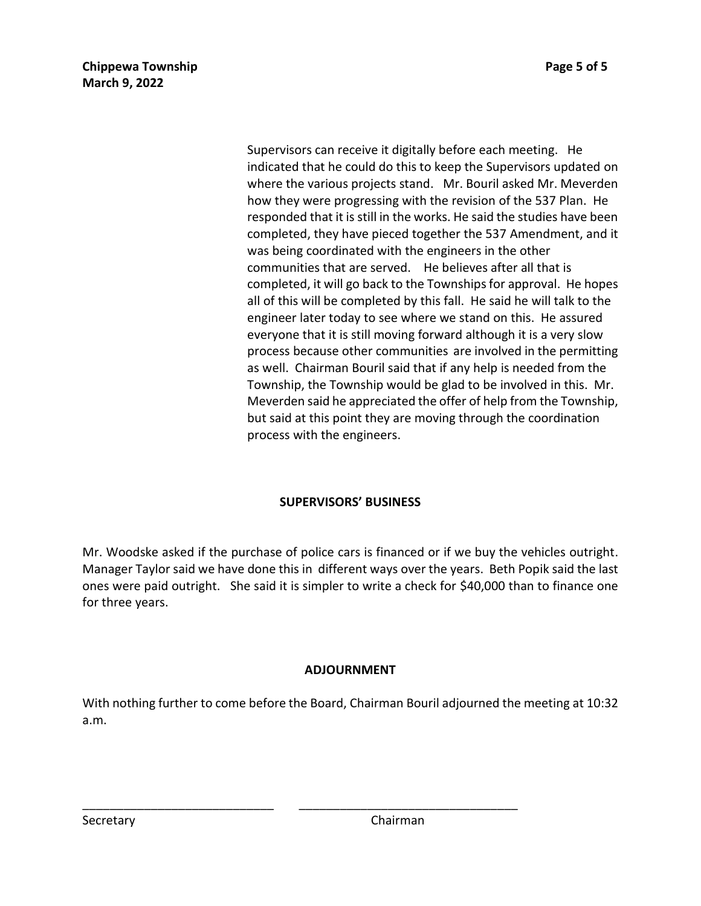Supervisors can receive it digitally before each meeting. He indicated that he could do this to keep the Supervisors updated on where the various projects stand. Mr. Bouril asked Mr. Meverden how they were progressing with the revision of the 537 Plan. He responded that it is still in the works. He said the studies have been completed, they have pieced together the 537 Amendment, and it was being coordinated with the engineers in the other communities that are served. He believes after all that is completed, it will go back to the Townships for approval. He hopes all of this will be completed by this fall. He said he will talk to the engineer later today to see where we stand on this. He assured everyone that it is still moving forward although it is a very slow process because other communities are involved in the permitting as well. Chairman Bouril said that if any help is needed from the Township, the Township would be glad to be involved in this. Mr. Meverden said he appreciated the offer of help from the Township, but said at this point they are moving through the coordination process with the engineers.

## SUPERVISORS' BUSINESS

Mr. Woodske asked if the purchase of police cars is financed or if we buy the vehicles outright. Manager Taylor said we have done this in different ways over the years. Beth Popik said the last ones were paid outright. She said it is simpler to write a check for $40,000 than to finance one for three years.

## ADJOURNMENT

With nothing further to come before the Board, Chairman Bouril adjourned the meeting at 10:32 a.m.

\_\_\_\_\_\_\_\_\_\_\_\_\_\_\_\_\_\_\_\_\_\_\_\_\_\_\_\_ \_\_\_\_\_\_\_\_\_\_\_\_\_\_\_\_\_\_\_\_\_\_\_\_\_\_\_\_\_\_\_\_

Secretary Chairman